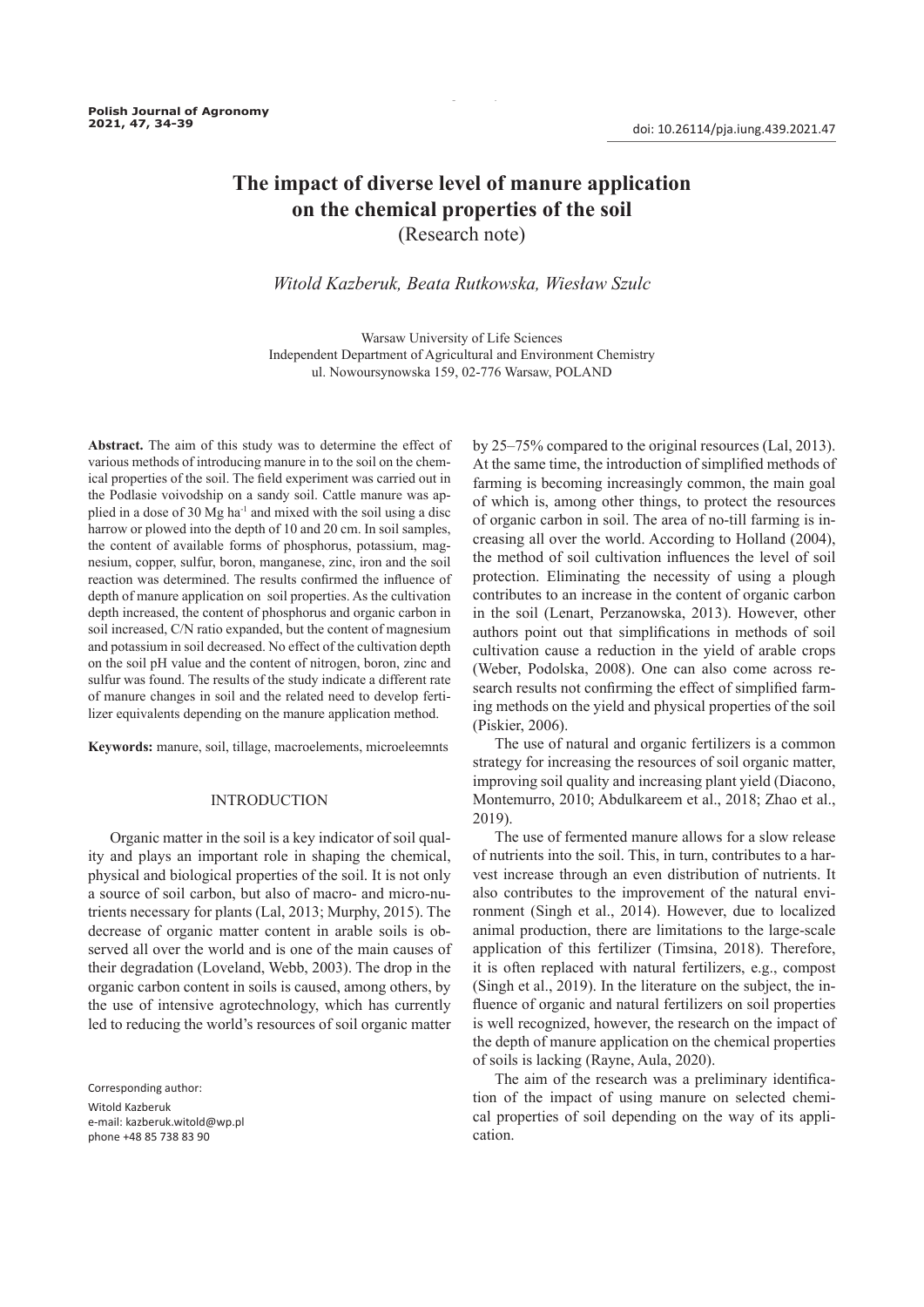# The impact of diverse level of manure application on the chemical properties of the soil

(Research note)

*Witold Kazberuk, Beata Rutkowska, Wiesław Szulc*

Warsaw University of Life Sciences
Independent Department of Agricultural and Environment Chemistry
ul. Nowoursynowska 159, 02-776 Warsaw, POLAND

**Abstract.** The aim of this study was to determine the effect of various methods of introducing manure in to the soil on the chemical properties of the soil. The field experiment was carried out in the Podlasie voivodship on a sandy soil. Cattle manure was applied in a dose of 30 Mg $ha^{-1}$ and mixed with the soil using a disc harrow or plowed into the depth of 10 and 20 cm. In soil samples, the content of available forms of phosphorus, potassium, magnesium, copper, sulfur, boron, manganese, zinc, iron and the soil reaction was determined. The results confirmed the influence of depth of manure application on soil properties. As the cultivation depth increased, the content of phosphorus and organic carbon in soil increased, C/N ratio expanded, but the content of magnesium and potassium in soil decreased. No effect of the cultivation depth on the soil pH value and the content of nitrogen, boron, zinc and sulfur was found. The results of the study indicate a different rate of manure changes in soil and the related need to develop fertilizer equivalents depending on the manure application method.

**Keywords:** manure, soil, tillage, macroelements, microeleemnts

## INTRODUCTION

Organic matter in the soil is a key indicator of soil quality and plays an important role in shaping the chemical, physical and biological properties of the soil. It is not only a source of soil carbon, but also of macro- and micro-nutrients necessary for plants (Lal, 2013; Murphy, 2015). The decrease of organic matter content in arable soils is observed all over the world and is one of the main causes of their degradation (Loveland, Webb, 2003). The drop in the organic carbon content in soils is caused, among others, by the use of intensive agrotechnology, which has currently led to reducing the world's resources of soil organic matter by 25–75% compared to the original resources (Lal, 2013). At the same time, the introduction of simplified methods of farming is becoming increasingly common, the main goal of which is, among other things, to protect the resources of organic carbon in soil. The area of no-till farming is increasing all over the world. According to Holland (2004), the method of soil cultivation influences the level of soil protection. Eliminating the necessity of using a plough contributes to an increase in the content of organic carbon in the soil (Lenart, Perzanowska, 2013). However, other authors point out that simplifications in methods of soil cultivation cause a reduction in the yield of arable crops (Weber, Podolska, 2008). One can also come across research results not confirming the effect of simplified farming methods on the yield and physical properties of the soil (Piskier, 2006).

The use of natural and organic fertilizers is a common strategy for increasing the resources of soil organic matter, improving soil quality and increasing plant yield (Diacono, Montemurro, 2010; Abdulkareem et al., 2018; Zhao et al., 2019).

The use of fermented manure allows for a slow release of nutrients into the soil. This, in turn, contributes to a harvest increase through an even distribution of nutrients. It also contributes to the improvement of the natural environment (Singh et al., 2014). However, due to localized animal production, there are limitations to the large-scale application of this fertilizer (Timsina, 2018). Therefore, it is often replaced with natural fertilizers, e.g., compost (Singh et al., 2019). In the literature on the subject, the influence of organic and natural fertilizers on soil properties is well recognized, however, the research on the impact of the depth of manure application on the chemical properties of soils is lacking (Rayne, Aula, 2020).

The aim of the research was a preliminary identification of the impact of using manure on selected chemical properties of soil depending on the way of its application.

Corresponding author:
Witold Kazberuk
e-mail: kazberuk.witold@wp.pl
phone +48 85 738 83 90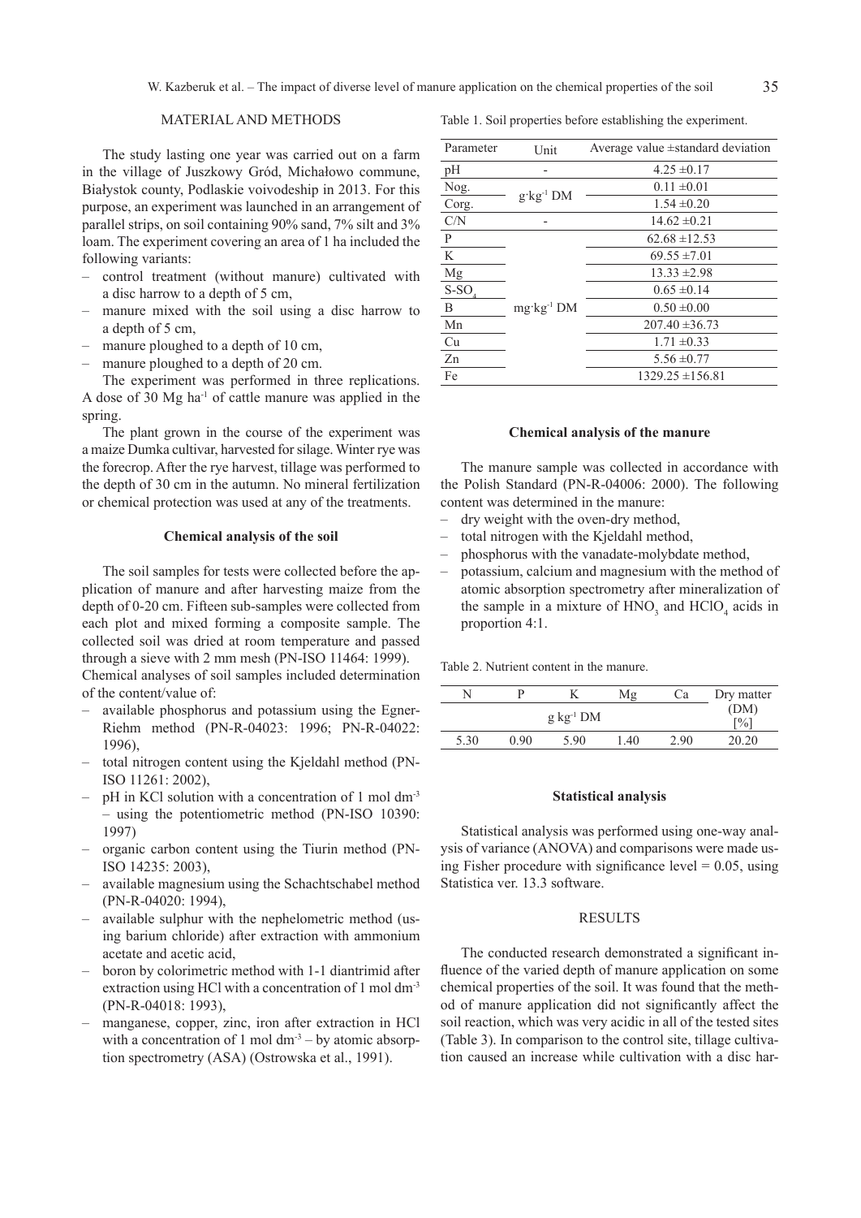## MATERIAL AND METHODS

The study lasting one year was carried out on a farm in the village of Juszkowy Gród, Michałowo commune, Białystok county, Podlaskie voivodeship in 2013. For this purpose, an experiment was launched in an arrangement of parallel strips, on soil containing 90% sand, 7% silt and 3% loam. The experiment covering an area of 1 ha included the following variants:

- control treatment (without manure) cultivated with a disc harrow to a depth of 5 cm,
- manure mixed with the soil using a disc harrow to a depth of 5 cm,
- manure ploughed to a depth of 10 cm,
- manure ploughed to a depth of 20 cm.

The experiment was performed in three replications. A dose of 30 Mg ha$^{-1}$ of cattle manure was applied in the spring.

The plant grown in the course of the experiment was a maize Dumka cultivar, harvested for silage. Winter rye was the forecrop. After the rye harvest, tillage was performed to the depth of 30 cm in the autumn. No mineral fertilization or chemical protection was used at any of the treatments.

### Chemical analysis of the soil

The soil samples for tests were collected before the application of manure and after harvesting maize from the depth of 0-20 cm. Fifteen sub-samples were collected from each plot and mixed forming a composite sample. The collected soil was dried at room temperature and passed through a sieve with 2 mm mesh (PN-ISO 11464: 1999).
Chemical analyses of soil samples included determination of the content/value of:

- available phosphorus and potassium using the Egner-Riehm method (PN-R-04023: 1996; PN-R-04022: 1996),
- total nitrogen content using the Kjeldahl method (PN-ISO 11261: 2002),
- pH in KCl solution with a concentration of 1 mol dm$^{-3}$ – using the potentiometric method (PN-ISO 10390: 1997)
- organic carbon content using the Tiurin method (PN-ISO 14235: 2003),
- available magnesium using the Schachtschabel method (PN-R-04020: 1994),
- available sulphur with the nephelometric method (using barium chloride) after extraction with ammonium acetate and acetic acid,
- boron by colorimetric method with 1-1 diantrimid after extraction using HCl with a concentration of 1 mol dm$^{-3}$ (PN-R-04018: 1993),
- manganese, copper, zinc, iron after extraction in HCl with a concentration of 1 mol dm$^{-3}$ – by atomic absorption spectrometry (ASA) (Ostrowska et al., 1991).

Table 1. Soil properties before establishing the experiment.

| Parameter | Unit | Average value ±standard deviation |
|---|---|---|
| pH | - | 4.25 ±0.17 |
| Nog. | g·kg$^{-1}$ DM | 0.11 ±0.01 |
| Corg. | | 1.54 ±0.20 |
| C/N | - | 14.62 ±0.21 |
| P | mg·kg$^{-1}$ DM | 62.68 ±12.53 |
| K | | 69.55 ±7.01 |
| Mg | | 13.33 ±2.98 |
| S-$SO_4$ | | 0.65 ±0.14 |
| B | | 0.50 ±0.00 |
| Mn | | 207.40 ±36.73 |
| Cu | | 1.71 ±0.33 |
| Zn | | 5.56 ±0.77 |
| Fe | | 1329.25 ±156.81 |

### Chemical analysis of the manure

The manure sample was collected in accordance with the Polish Standard (PN-R-04006: 2000). The following content was determined in the manure:

- dry weight with the oven-dry method,
- total nitrogen with the Kjeldahl method,
- phosphorus with the vanadate-molybdate method,
- potassium, calcium and magnesium with the method of atomic absorption spectrometry after mineralization of the sample in a mixture of $HNO_3$ and $HClO_4$ acids in proportion 4:1.

Table 2. Nutrient content in the manure.

| N | P | K | Mg | Ca | Dry matter (DM) [%] |
|---|---|---|---|---|---|
| g kg$^{-1}$ DM | | | | | |
| 5.30 | 0.90 | 5.90 | 1.40 | 2.90 | 20.20 |

### Statistical analysis

Statistical analysis was performed using one-way analysis of variance (ANOVA) and comparisons were made using Fisher procedure with significance level = 0.05, using Statistica ver. 13.3 software.

## RESULTS

The conducted research demonstrated a significant influence of the varied depth of manure application on some chemical properties of the soil. It was found that the method of manure application did not significantly affect the soil reaction, which was very acidic in all of the tested sites (Table 3). In comparison to the control site, tillage cultivation caused an increase while cultivation with a disc har-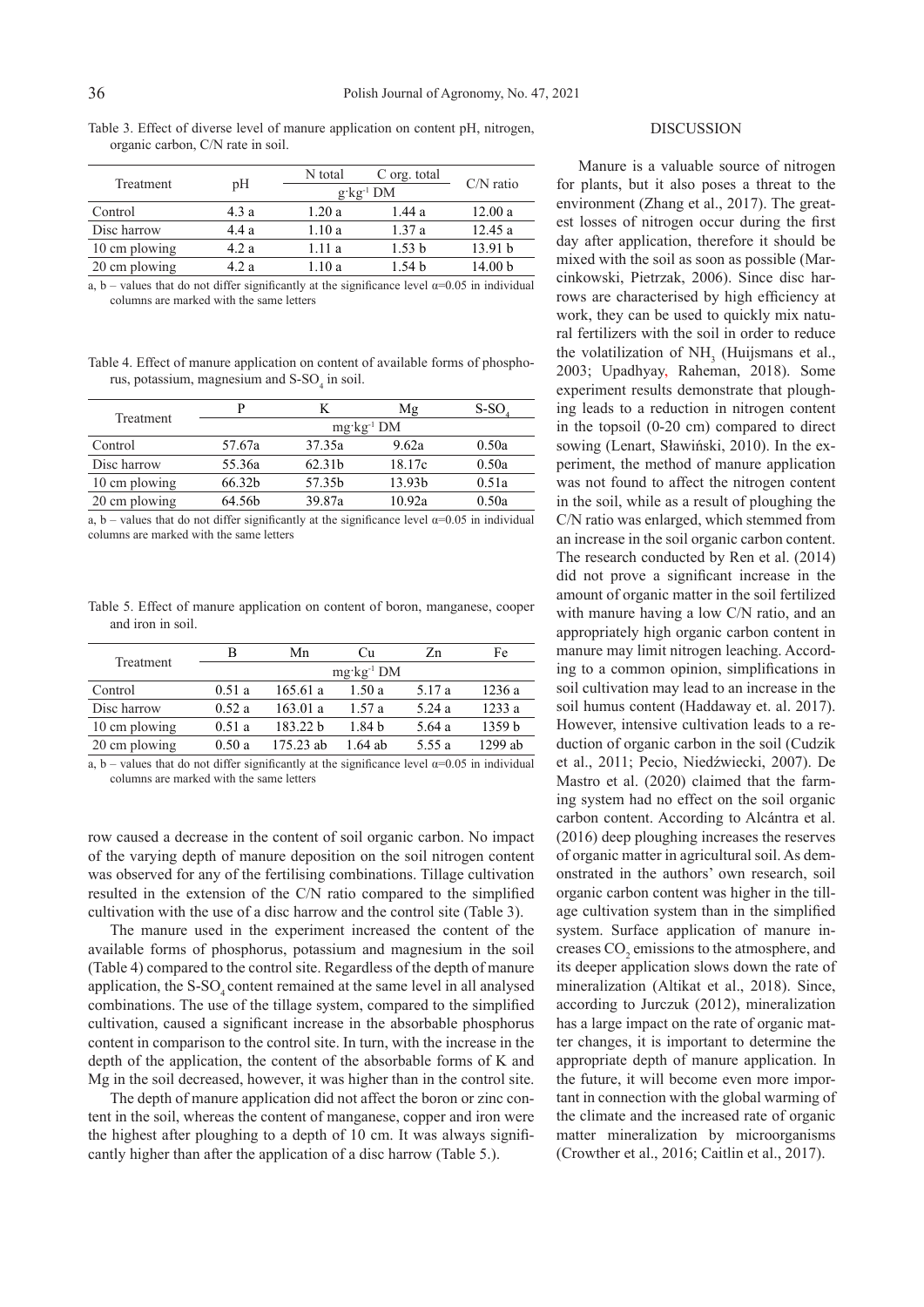Table 3. Effect of diverse level of manure application on content pH, nitrogen, organic carbon, C/N rate in soil.

| Treatment | pH | N total | C org. total | C/N ratio |
|---|---|---|---|---|
| | | $g \cdot kg^{-1}$ DM | | |
| Control | 4.3 a | 1.20 a | 1.44 a | 12.00 a |
| Disc harrow | 4.4 a | 1.10 a | 1.37 a | 12.45 a |
| 10 cm plowing | 4.2 a | 1.11 a | 1.53 b | 13.91 b |
| 20 cm plowing | 4.2 a | 1.10 a | 1.54 b | 14.00 b |

a, b – values that do not differ significantly at the significance level $\alpha$=0.05 in individual columns are marked with the same letters

Table 4. Effect of manure application on content of available forms of phosphorus, potassium, magnesium and $S\text{-}SO_4$ in soil.

| Treatment | P | K | Mg | $S\text{-}SO_4$ |
|---|---|---|---|---|
| | $mg \cdot kg^{-1}$ DM | | | |
| Control | 57.67a | 37.35a | 9.62a | 0.50a |
| Disc harrow | 55.36a | 62.31b | 18.17c | 0.50a |
| 10 cm plowing | 66.32b | 57.35b | 13.93b | 0.51a |
| 20 cm plowing | 64.56b | 39.87a | 10.92a | 0.50a |

a, b – values that do not differ significantly at the significance level $\alpha$=0.05 in individual columns are marked with the same letters

Table 5. Effect of manure application on content of boron, manganese, cooper and iron in soil.

| Treatment | B | Mn | Cu | Zn | Fe |
|---|---|---|---|---|---|
| | $mg \cdot kg^{-1}$ DM | | | | |
| Control | 0.51 a | 165.61 a | 1.50 a | 5.17 a | 1236 a |
| Disc harrow | 0.52 a | 163.01 a | 1.57 a | 5.24 a | 1233 a |
| 10 cm plowing | 0.51 a | 183.22 b | 1.84 b | 5.64 a | 1359 b |
| 20 cm plowing | 0.50 a | 175.23 ab | 1.64 ab | 5.55 a | 1299 ab |

a, b – values that do not differ significantly at the significance level $\alpha$=0.05 in individual columns are marked with the same letters

row caused a decrease in the content of soil organic carbon. No impact of the varying depth of manure deposition on the soil nitrogen content was observed for any of the fertilising combinations. Tillage cultivation resulted in the extension of the C/N ratio compared to the simplified cultivation with the use of a disc harrow and the control site (Table 3).

The manure used in the experiment increased the content of the available forms of phosphorus, potassium and magnesium in the soil (Table 4) compared to the control site. Regardless of the depth of manure application, the $S\text{-}SO_4$ content remained at the same level in all analysed combinations. The use of the tillage system, compared to the simplified cultivation, caused a significant increase in the absorbable phosphorus content in comparison to the control site. In turn, with the increase in the depth of the application, the content of the absorbable forms of K and Mg in the soil decreased, however, it was higher than in the control site.

The depth of manure application did not affect the boron or zinc content in the soil, whereas the content of manganese, copper and iron were the highest after ploughing to a depth of 10 cm. It was always significantly higher than after the application of a disc harrow (Table 5.).

## DISCUSSION

Manure is a valuable source of nitrogen for plants, but it also poses a threat to the environment (Zhang et al., 2017). The greatest losses of nitrogen occur during the first day after application, therefore it should be mixed with the soil as soon as possible (Marcinkowski, Pietrzak, 2006). Since disc harrows are characterised by high efficiency at work, they can be used to quickly mix natural fertilizers with the soil in order to reduce the volatilization of $NH_3$ (Huijsmans et al., 2003; Upadhyay, Raheman, 2018). Some experiment results demonstrate that ploughing leads to a reduction in nitrogen content in the topsoil (0-20 cm) compared to direct sowing (Lenart, Sławiński, 2010). In the experiment, the method of manure application was not found to affect the nitrogen content in the soil, while as a result of ploughing the C/N ratio was enlarged, which stemmed from an increase in the soil organic carbon content. The research conducted by Ren et al. (2014) did not prove a significant increase in the amount of organic matter in the soil fertilized with manure having a low C/N ratio, and an appropriately high organic carbon content in manure may limit nitrogen leaching. According to a common opinion, simplifications in soil cultivation may lead to an increase in the soil humus content (Haddaway et. al. 2017). However, intensive cultivation leads to a reduction of organic carbon in the soil (Cudzik et al., 2011; Pecio, Niedźwiecki, 2007). De Mastro et al. (2020) claimed that the farming system had no effect on the soil organic carbon content. According to Alcántra et al. (2016) deep ploughing increases the reserves of organic matter in agricultural soil. As demonstrated in the authors' own research, soil organic carbon content was higher in the tillage cultivation system than in the simplified system. Surface application of manure increases $CO_2$ emissions to the atmosphere, and its deeper application slows down the rate of mineralization (Altikat et al., 2018). Since, according to Jurczuk (2012), mineralization has a large impact on the rate of organic matter changes, it is important to determine the appropriate depth of manure application. In the future, it will become even more important in connection with the global warming of the climate and the increased rate of organic matter mineralization by microorganisms (Crowther et al., 2016; Caitlin et al., 2017).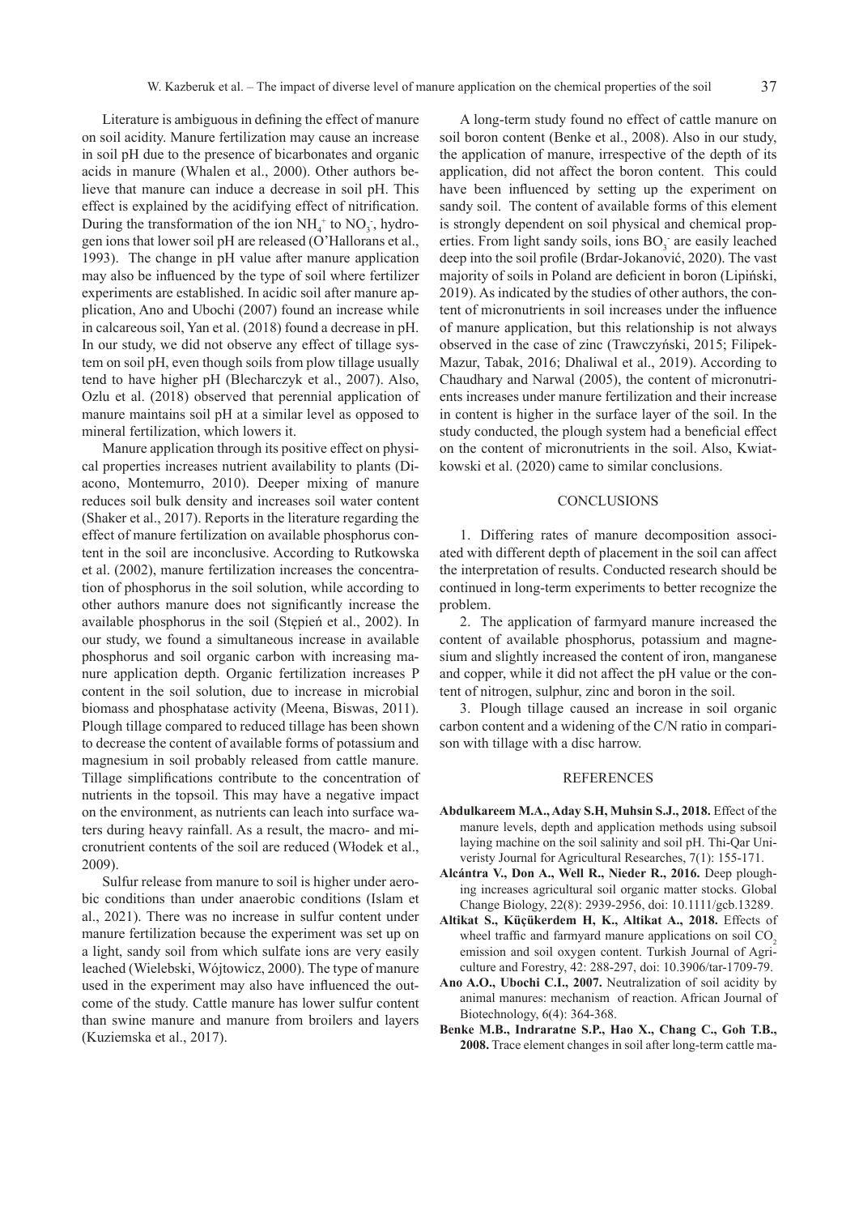Literature is ambiguous in defining the effect of manure on soil acidity. Manure fertilization may cause an increase in soil pH due to the presence of bicarbonates and organic acids in manure (Whalen et al., 2000). Other authors believe that manure can induce a decrease in soil pH. This effect is explained by the acidifying effect of nitrification. During the transformation of the ion $NH_4^+$ to $NO_3^-$, hydrogen ions that lower soil pH are released (O'Hallorans et al., 1993). The change in pH value after manure application may also be influenced by the type of soil where fertilizer experiments are established. In acidic soil after manure application, Ano and Ubochi (2007) found an increase while in calcareous soil, Yan et al. (2018) found a decrease in pH. In our study, we did not observe any effect of tillage system on soil pH, even though soils from plow tillage usually tend to have higher pH (Blecharczyk et al., 2007). Also, Ozlu et al. (2018) observed that perennial application of manure maintains soil pH at a similar level as opposed to mineral fertilization, which lowers it.

Manure application through its positive effect on physical properties increases nutrient availability to plants (Diacono, Montemurro, 2010). Deeper mixing of manure reduces soil bulk density and increases soil water content (Shaker et al., 2017). Reports in the literature regarding the effect of manure fertilization on available phosphorus content in the soil are inconclusive. According to Rutkowska et al. (2002), manure fertilization increases the concentration of phosphorus in the soil solution, while according to other authors manure does not significantly increase the available phosphorus in the soil (Stępień et al., 2002). In our study, we found a simultaneous increase in available phosphorus and soil organic carbon with increasing manure application depth. Organic fertilization increases P content in the soil solution, due to increase in microbial biomass and phosphatase activity (Meena, Biswas, 2011). Plough tillage compared to reduced tillage has been shown to decrease the content of available forms of potassium and magnesium in soil probably released from cattle manure. Tillage simplifications contribute to the concentration of nutrients in the topsoil. This may have a negative impact on the environment, as nutrients can leach into surface waters during heavy rainfall. As a result, the macro- and micronutrient contents of the soil are reduced (Włodek et al., 2009).

Sulfur release from manure to soil is higher under aerobic conditions than under anaerobic conditions (Islam et al., 2021). There was no increase in sulfur content under manure fertilization because the experiment was set up on a light, sandy soil from which sulfate ions are very easily leached (Wielebski, Wójtowicz, 2000). The type of manure used in the experiment may also have influenced the outcome of the study. Cattle manure has lower sulfur content than swine manure and manure from broilers and layers (Kuziemska et al., 2017).

A long-term study found no effect of cattle manure on soil boron content (Benke et al., 2008). Also in our study, the application of manure, irrespective of the depth of its application, did not affect the boron content. This could have been influenced by setting up the experiment on sandy soil. The content of available forms of this element is strongly dependent on soil physical and chemical properties. From light sandy soils, ions $BO_3^-$ are easily leached deep into the soil profile (Brdar-Jokanović, 2020). The vast majority of soils in Poland are deficient in boron (Lipiński, 2019). As indicated by the studies of other authors, the content of micronutrients in soil increases under the influence of manure application, but this relationship is not always observed in the case of zinc (Trawczyński, 2015; Filipek-Mazur, Tabak, 2016; Dhaliwal et al., 2019). According to Chaudhary and Narwal (2005), the content of micronutrients increases under manure fertilization and their increase in content is higher in the surface layer of the soil. In the study conducted, the plough system had a beneficial effect on the content of micronutrients in the soil. Also, Kwiatkowski et al. (2020) came to similar conclusions.

## CONCLUSIONS

1. Differing rates of manure decomposition associated with different depth of placement in the soil can affect the interpretation of results. Conducted research should be continued in long-term experiments to better recognize the problem.

2. The application of farmyard manure increased the content of available phosphorus, potassium and magnesium and slightly increased the content of iron, manganese and copper, while it did not affect the pH value or the content of nitrogen, sulphur, zinc and boron in the soil.

3. Plough tillage caused an increase in soil organic carbon content and a widening of the C/N ratio in comparison with tillage with a disc harrow.

## REFERENCES

**Abdulkareem M.A., Aday S.H, Muhsin S.J., 2018.** Effect of the manure levels, depth and application methods using subsoil laying machine on the soil salinity and soil pH. Thi-Qar Univeristy Journal for Agricultural Researches, 7(1): 155-171.

**Alcántra V., Don A., Well R., Nieder R., 2016.** Deep ploughing increases agricultural soil organic matter stocks. Global Change Biology, 22(8): 2939-2956, doi: 10.1111/gcb.13289.

**Altikat S., Küçükerdem H, K., Altikat A., 2018.** Effects of wheel traffic and farmyard manure applications on soil $CO_2$ emission and soil oxygen content. Turkish Journal of Agriculture and Forestry, 42: 288-297, doi: 10.3906/tar-1709-79.

**Ano A.O., Ubochi C.I., 2007.** Neutralization of soil acidity by animal manures: mechanism of reaction. African Journal of Biotechnology, 6(4): 364-368.

**Benke M.B., Indraratne S.P., Hao X., Chang C., Goh T.B., 2008.** Trace element changes in soil after long-term cattle ma-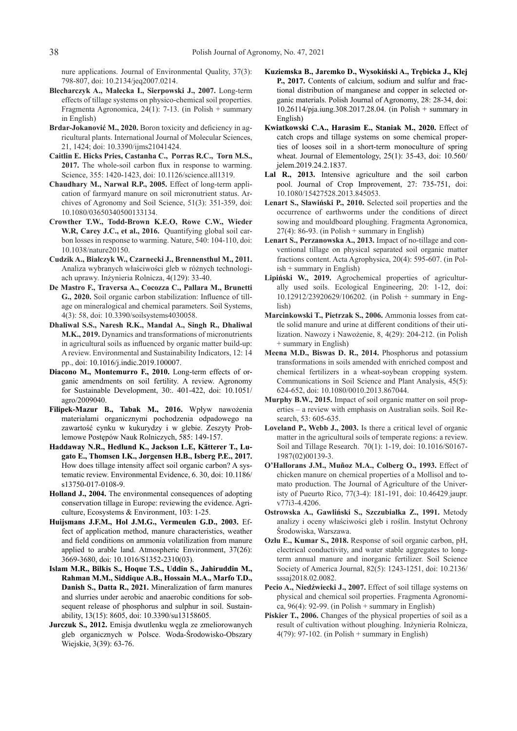nure applications. Journal of Environmental Quality, 37(3): 798-807, doi: 10.2134/jeq2007.0214.

**Blecharczyk A., Małecka I., Sierpowski J., 2007.** Long-term effects of tillage systems on physico-chemical soil properties. Fragmenta Agronomica, 24(1): 7-13. (in Polish + summary in English)

**Brdar-Jokanović M., 2020.** Boron toxicity and deficiency in agricultural plants. International Journal of Molecular Sciences, 21, 1424; doi: 10.3390/ijms21041424.

**Caitlin E. Hicks Pries, Castanha C., Porras R.C., Torn M.S., 2017.** The whole-soil carbon flux in response to warming. Science, 355: 1420-1423, doi: 10.1126/science.all1319.

**Chaudhary M., Narwal R.P., 2005.** Effect of long-term application of farmyard manure on soil micronutrient status. Archives of Agronomy and Soil Science, 51(3): 351-359, doi: 10.1080/03650340500133134.

**Crowther T.W., Todd-Brown K.E.O, Rowe C.W., Wieder W.R, Carey J.C., et al., 2016.** Quantifying global soil carbon losses in response to warming. Nature, 540: 104-110, doi: 10.1038/nature20150.

**Cudzik A., Białczyk W., Czarnecki J., Brennensthul M., 2011.** Analiza wybranych właściwości gleb w różnych technologiach uprawy. Inżynieria Rolnicza, 4(129): 33-40.

**De Mastro F., Traversa A., Cocozza C., Pallara M., Brunetti G., 2020.** Soil organic carbon stabilization: Influence of tillage on mineralogical and chemical parameters. Soil Systems, 4(3): 58, doi: 10.3390/soilsystems4030058.

**Dhaliwal S.S., Naresh R.K., Mandal A., Singh R., Dhaliwal M.K., 2019.** Dynamics and transformations of micronutrients in agricultural soils as influenced by organic matter build-up: A review. Environmental and Sustainability Indicators, 12: 14 pp., doi: 10.1016/j.indic.2019.100007.

**Diacono M., Montemurro F., 2010.** Long-term effects of organic amendments on soil fertility. A review. Agronomy for Sustainable Development, 30:. 401-422, doi: 10.1051/agro/2009040.

**Filipek-Mazur B., Tabak M., 2016.** Wpływ nawożenia materiałami organicznymi pochodzenia odpadowego na zawartość cynku w kukurydzy i w glebie. Zeszyty Problemowe Postępów Nauk Rolniczych, 585: 149-157.

**Haddaway N.R., Hedlund K., Jackson L.E, Kätterer T., Lugato E., Thomsen I.K., Jørgensen H.B., Isberg P.E., 2017.** How does tillage intensity affect soil organic carbon? A systematic review. Environmental Evidence, 6. 30, doi: 10.1186/s13750-017-0108-9.

**Holland J., 2004.** The environmental consequences of adopting conservation tillage in Europe: reviewing the evidence. Agriculture, Ecosystems & Environment, 103: 1-25.

**Huijsmans J.F.M., Hol J.M.G., Vermeulen G.D., 2003.** Effect of application method, manure characteristics, weather and field conditions on ammonia volatilization from manure applied to arable land. Atmospheric Environment, 37(26): 3669-3680, doi: 10.1016/S1352-2310(03).

**Islam M.R., Bilkis S., Hoque T.S., Uddin S., Jahiruddin M., Rahman M.M., Siddique A.B., Hossain M.A., Marfo T.D., Danish S., Datta R., 2021.** Mineralization of farm manures and slurries under aerobic and anaerobic conditions for subsequent release of phosphorus and sulphur in soil. Sustainability, 13(15): 8605, doi: 10.3390/su13158605.

**Jurczuk S., 2012.** Emisja dwutlenku węgla ze zmeliorowanych gleb organicznych w Polsce. Woda-Środowisko-Obszary Wiejskie, 3(39): 63-76.

**Kuziemska B., Jaremko D., Wysokiński A., Trębicka J., Klej P., 2017.** Contents of calcium, sodium and sulfur and fractional distribution of manganese and copper in selected organic materials. Polish Journal of Agronomy, 28: 28-34, doi: 10.26114/pja.iung.308.2017.28.04. (in Polish + summary in English)

**Kwiatkowski C.A., Harasim E., Staniak M., 2020.** Effect of catch crops and tillage systems on some chemical properties of looses soil in a short-term monoculture of spring wheat. Journal of Elementology, 25(1): 35-43, doi: 10.560/jelem.2019.24.2.1837.

**Lal R., 2013.** Intensive agriculture and the soil carbon pool. Journal of Crop Improvement, 27: 735-751, doi: 10.1080/15427528.2013.845053.

**Lenart S., Sławiński P., 2010.** Selected soil properties and the occurrence of earthworms under the conditions of direct sowing and mouldboard ploughing. Fragmenta Agronomica, 27(4): 86-93. (in Polish + summary in English)

**Lenart S., Perzanowska A., 2013.** Impact of no-tillage and conventional tillage on physical separated soil organic matter fractions content. Acta Agrophysica, 20(4): 595-607. (in Polish + summary in English)

**Lipiński W., 2019.** Agrochemical properties of agriculturally used soils. Ecological Engineering, 20: 1-12, doi: 10.12912/23920629/106202. (in Polish + summary in English)

**Marcinkowski T., Pietrzak S., 2006.** Ammonia losses from cattle solid manure and urine at different conditions of their utilization. Nawozy i Nawożenie, 8, 4(29): 204-212. (in Polish + summary in English)

**Meena M.D., Biswas D. R., 2014.** Phosphorus and potassium transformations in soils amended with enriched compost and chemical fertilizers in a wheat-soybean cropping system. Communications in Soil Science and Plant Analysis, 45(5): 624-652, doi: 10.1080/0010.2013.867044.

**Murphy B.W., 2015.** Impact of soil organic matter on soil properties – a review with emphasis on Australian soils. Soil Research, 53: 605-635.

**Loveland P., Webb J., 2003.** Is there a critical level of organic matter in the agricultural soils of temperate regions: a review. Soil and Tillage Research. 70(1): 1-19, doi: 10.1016/S0167-1987(02)00139-3.

**O'Hallorans J.M., Muñoz M.A., Colberg O., 1993.** Effect of chicken manure on chemical properties of a Mollisol and tomato production. The Journal of Agriculture of the Univeristy of Pueurto Rico, 77(3-4): 181-191, doi: 10.46429.jaupr.v77i3-4.4206.

**Ostrowska A., Gawliński S., Szczubiałka Z., 1991.** Metody analizy i oceny właściwości gleb i roślin. Instytut Ochrony Środowiska, Warszawa.

**Ozlu E., Kumar S., 2018.** Response of soil organic carbon, pH, electrical conductivity, and water stable aggregates to long-term annual manure and inorganic fertilizer. Soil Science Society of America Journal, 82(5): 1243-1251, doi: 10.2136/sssaj2018.02.0082.

**Pecio A., Niedźwiecki J., 2007.** Effect of soil tillage systems on physical and chemical soil properties. Fragmenta Agronomica, 96(4): 92-99. (in Polish + summary in English)

**Piskier T., 2006.** Changes of the physical properties of soil as a result of cultivation without ploughing. Inżynieria Rolnicza, 4(79): 97-102. (in Polish + summary in English)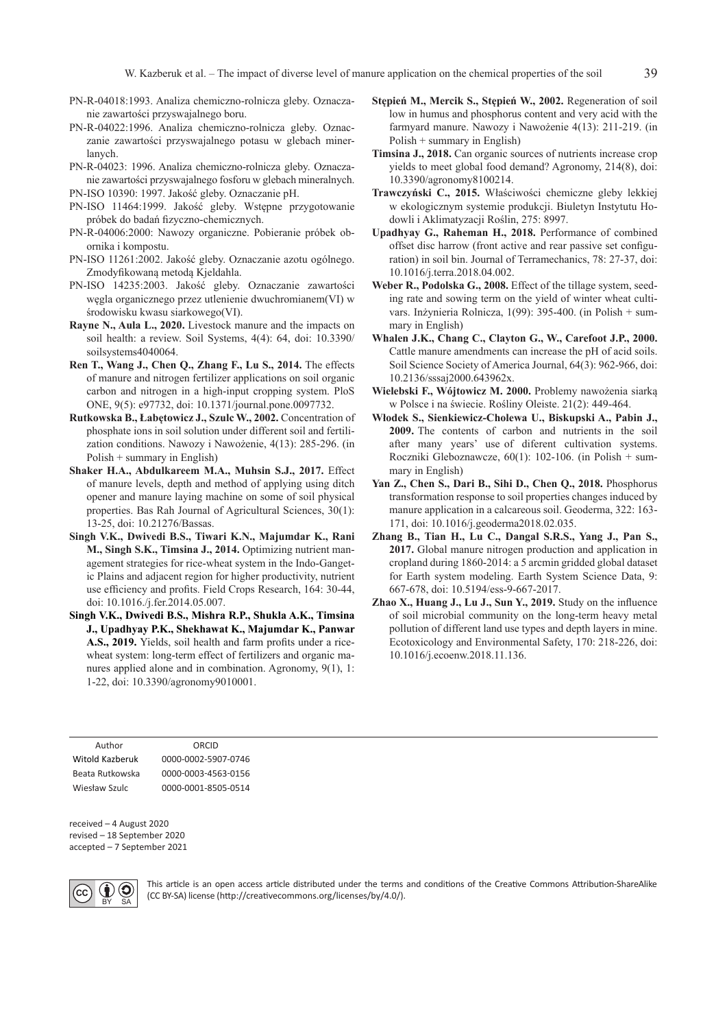PN-R-04018:1993. Analiza chemiczno-rolnicza gleby. Oznaczanie zawartości przyswajalnego boru.

PN-R-04022:1996. Analiza chemiczno-rolnicza gleby. Oznaczanie zawartości przyswajalnego potasu w glebach mineralnych.

PN-R-04023: 1996. Analiza chemiczno-rolnicza gleby. Oznaczanie zawartości przyswajalnego fosforu w glebach mineralnych.

PN-ISO 10390: 1997. Jakość gleby. Oznaczanie pH.

PN-ISO 11464:1999. Jakość gleby. Wstępne przygotowanie próbek do badań fizyczno-chemicznych.

PN-R-04006:2000: Nawozy organiczne. Pobieranie próbek obornika i kompostu.

PN-ISO 11261:2002. Jakość gleby. Oznaczanie azotu ogólnego. Zmodyfikowaną metodą Kjeldahla.

PN-ISO 14235:2003. Jakość gleby. Oznaczanie zawartości węgla organicznego przez utlenienie dwuchromianem(VI) w środowisku kwasu siarkowego(VI).

**Rayne N., Aula L., 2020.** Livestock manure and the impacts on soil health: a review. Soil Systems, 4(4): 64, doi: 10.3390/soilsystems4040064.

**Ren T., Wang J., Chen Q., Zhang F., Lu S., 2014.** The effects of manure and nitrogen fertilizer applications on soil organic carbon and nitrogen in a high-input cropping system. PloS ONE, 9(5): e97732, doi: 10.1371/journal.pone.0097732.

**Rutkowska B., Łabętowicz J., Szulc W., 2002.** Concentration of phosphate ions in soil solution under different soil and fertilization conditions. Nawozy i Nawożenie, 4(13): 285-296. (in Polish + summary in English)

**Shaker H.A., Abdulkareem M.A., Muhsin S.J., 2017.** Effect of manure levels, depth and method of applying using ditch opener and manure laying machine on some of soil physical properties. Bas Rah Journal of Agricultural Sciences, 30(1): 13-25, doi: 10.21276/Bassas.

**Singh V.K., Dwivedi B.S., Tiwari K.N., Majumdar K., Rani M., Singh S.K., Timsina J., 2014.** Optimizing nutrient management strategies for rice-wheat system in the Indo-Gangetic Plains and adjacent region for higher productivity, nutrient use efficiency and profits. Field Crops Research, 164: 30-44, doi: 10.1016./j.fer.2014.05.007.

**Singh V.K., Dwivedi B.S., Mishra R.P., Shukla A.K., Timsina J., Upadhyay P.K., Shekhawat K., Majumdar K., Panwar A.S., 2019.** Yields, soil health and farm profits under a rice-wheat system: long-term effect of fertilizers and organic manures applied alone and in combination. Agronomy, 9(1), 1: 1-22, doi: 10.3390/agronomy9010001.

**Stępień M., Mercik S., Stępień W., 2002.** Regeneration of soil low in humus and phosphorus content and very acid with the farmyard manure. Nawozy i Nawożenie 4(13): 211-219. (in Polish + summary in English)

**Timsina J., 2018.** Can organic sources of nutrients increase crop yields to meet global food demand? Agronomy, 214(8), doi: 10.3390/agronomy8100214.

**Trawczyński C., 2015.** Właściwości chemiczne gleby lekkiej w ekologicznym systemie produkcji. Biuletyn Instytutu Hodowli i Aklimatyzacji Roślin, 275: 8997.

**Upadhyay G., Raheman H., 2018.** Performance of combined offset disc harrow (front active and rear passive set configuration) in soil bin. Journal of Terramechanics, 78: 27-37, doi: 10.1016/j.terra.2018.04.002.

**Weber R., Podolska G., 2008.** Effect of the tillage system, seeding rate and sowing term on the yield of winter wheat cultivars. Inżynieria Rolnicza, 1(99): 395-400. (in Polish + summary in English)

**Whalen J.K., Chang C., Clayton G., W., Carefoot J.P., 2000.** Cattle manure amendments can increase the pH of acid soils. Soil Science Society of America Journal, 64(3): 962-966, doi: 10.2136/sssaj2000.643962x.

**Wielebski F., Wójtowicz M. 2000.** Problemy nawożenia siarką w Polsce i na świecie. Rośliny Oleiste. 21(2): 449-464.

**Włodek S., Sienkiewicz-Cholewa U., Biskupski A., Pabin J., 2009.** The contents of carbon and nutrients in the soil after many years' use of diferent cultivation systems. Roczniki Gleboznawcze, 60(1): 102-106. (in Polish + summary in English)

**Yan Z., Chen S., Dari B., Sihi D., Chen Q., 2018.** Phosphorus transformation response to soil properties changes induced by manure application in a calcareous soil. Geoderma, 322: 163-171, doi: 10.1016/j.geoderma2018.02.035.

**Zhang B., Tian H., Lu C., Dangal S.R.S., Yang J., Pan S., 2017.** Global manure nitrogen production and application in cropland during 1860-2014: a 5 arcmin gridded global dataset for Earth system modeling. Earth System Science Data, 9: 667-678, doi: 10.5194/ess-9-667-2017.

**Zhao X., Huang J., Lu J., Sun Y., 2019.** Study on the influence of soil microbial community on the long-term heavy metal pollution of different land use types and depth layers in mine. Ecotoxicology and Environmental Safety, 170: 218-226, doi: 10.1016/j.ecoenw.2018.11.136.

| Author | ORCID |
|---|---|
| Witold Kazberuk | 0000-0002-5907-0746 |
| Beata Rutkowska | 0000-0003-4563-0156 |
| Wiesław Szulc | 0000-0001-8505-0514 |

received – 4 August 2020
revised – 18 September 2020
accepted – 7 September 2021

This article is an open access article distributed under the terms and conditions of the Creative Commons Attribution-ShareAlike (CC BY-SA) license (http://creativecommons.org/licenses/by/4.0/).